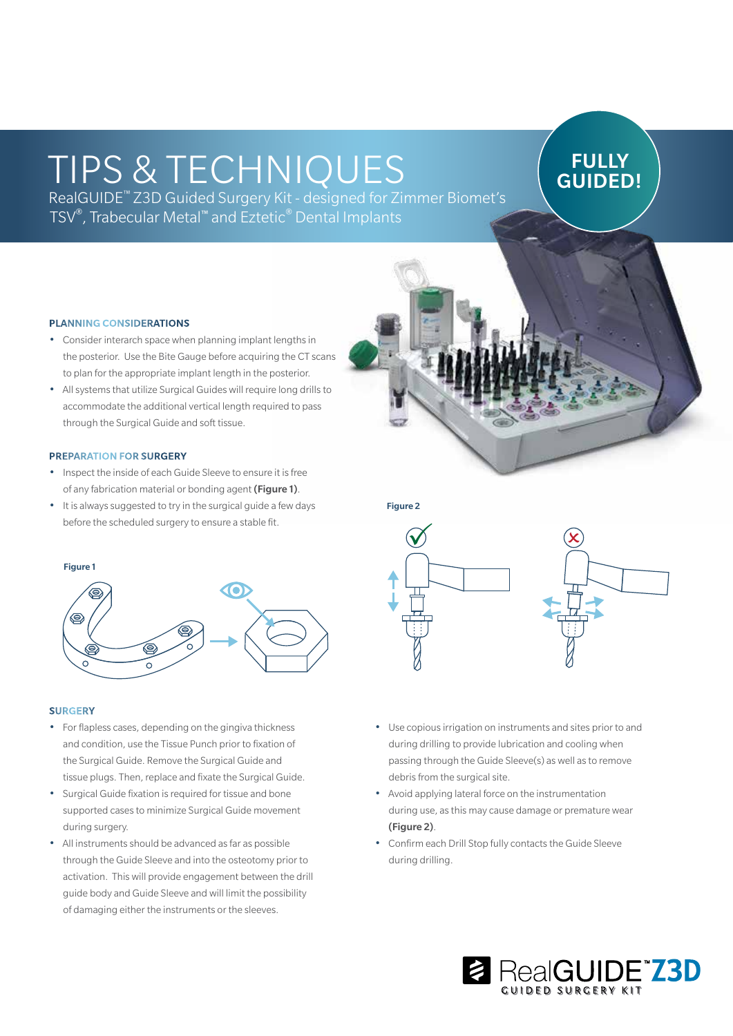# TIPS & TECHNIQUES

RealGUIDE™ Z3D Guided Surgery Kit - designed for Zimmer Biomet's TSV®, Trabecular Metal™ and Eztetic® Dental Implants

**FULLY GUIDED!**

### PLANNING CONSIDERATIONS

- Consider interarch space when planning implant lengths in the posterior. Use the Bite Gauge before acquiring the CT scans to plan for the appropriate implant length in the posterior.
- All systems that utilize Surgical Guides will require long drills to accommodate the additional vertical length required to pass through the Surgical Guide and soft tissue.

### PREPARATION FOR SURGERY

- Inspect the inside of each Guide Sleeve to ensure it is free of any fabrication material or bonding agent **(Figure 1)**.
- It is always suggested to try in the surgical guide a few days before the scheduled surgery to ensure a stable fit.

Figure 1

Figure 2

### SURGERY

- For flapless cases, depending on the gingiva thickness and condition, use the Tissue Punch prior to fixation of the Surgical Guide. Remove the Surgical Guide and tissue plugs. Then, replace and fixate the Surgical Guide.
- Surgical Guide fixation is required for tissue and bone supported cases to minimize Surgical Guide movement during surgery.
- All instruments should be advanced as far as possible through the Guide Sleeve and into the osteotomy prior to activation. This will provide engagement between the drill guide body and Guide Sleeve and will limit the possibility of damaging either the instruments or the sleeves.
- Use copious irrigation on instruments and sites prior to and during drilling to provide lubrication and cooling when passing through the Guide Sleeve(s) as well as to remove debris from the surgical site.
- Avoid applying lateral force on the instrumentation during use, as this may cause damage or premature wear **(Figure 2)**.
- Confirm each Drill Stop fully contacts the Guide Sleeve during drilling.

RealGUIDE™ Z3D GUIDED SURGERY KIT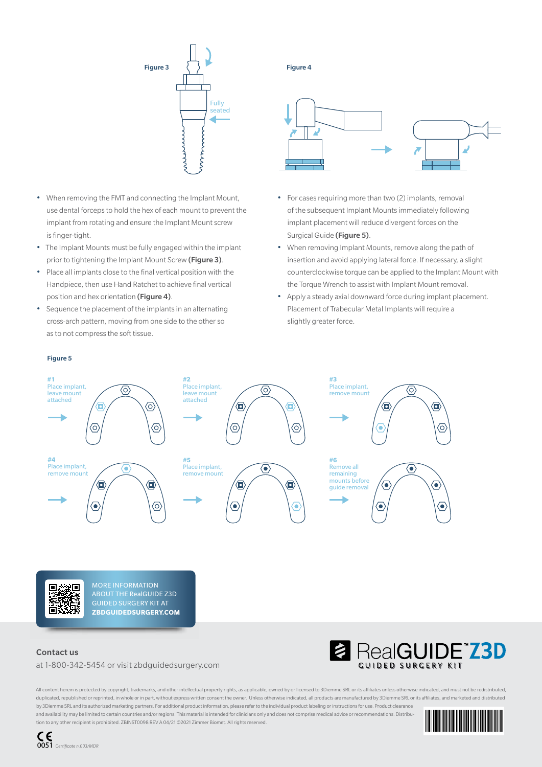Figure 3

Fully seated

Figure 4

- When removing the FMT and connecting the Implant Mount, use dental forceps to hold the hex of each mount to prevent the implant from rotating and ensure the Implant Mount screw is finger-tight.
- The Implant Mounts must be fully engaged within the implant prior to tightening the Implant Mount Screw **(Figure 3)**.
- Place all implants close to the final vertical position with the Handpiece, then use Hand Ratchet to achieve final vertical position and hex orientation **(Figure 4)**.
- Sequence the placement of the implants in an alternating cross-arch pattern, moving from one side to the other so as to not compress the soft tissue.
- For cases requiring more than two (2) implants, removal of the subsequent Implant Mounts immediately following implant placement will reduce divergent forces on the Surgical Guide **(Figure 5)**.
- When removing Implant Mounts, remove along the path of insertion and avoid applying lateral force. If necessary, a slight counterclockwise torque can be applied to the Implant Mount with the Torque Wrench to assist with Implant Mount removal.
- Apply a steady axial downward force during implant placement. Placement of Trabecular Metal Implants will require a slightly greater force.

Figure 5

#1
Place implant, leave mount attached

#2
Place implant, leave mount attached

#3
Place implant, remove mount

#4
Place implant, remove mount

#5
Place implant, remove mount

#6
Remove all remaining mounts before guide removal

MORE INFORMATION ABOUT THE RealGUIDE Z3D GUIDED SURGERY KIT AT **ZBDGUIDEDSURGERY.COM**

**Contact us**

at 1-800-342-5454 or visit zbdguidedsurgery.com

RealGUIDE™ Z3D GUIDED SURGERY KIT

All content herein is protected by copyright, trademarks, and other intellectual property rights, as applicable, owned by or licensed to 3Diemme SRL or its affiliates unless otherwise indicated, and must not be redistributed, duplicated, republished or reprinted, in whole or in part, without express written consent the owner. Unless otherwise indicated, all products are manufactured by 3Diemme SRL or its affiliates, and marketed and distributed by 3Diemme SRL and its authorized marketing partners. For additional product information, please refer to the individual product labeling or instructions for use. Product clearance and availability may be limited to certain countries and/or regions. This material is intended for clinicians only and does not comprise medical advice or recommendations. Distribution to any other recipient is prohibited. ZBINST0098 REV A 04/21 ©2021 Zimmer Biomet. All rights reserved.

CE 0051 *Certificate n.003/MDR*